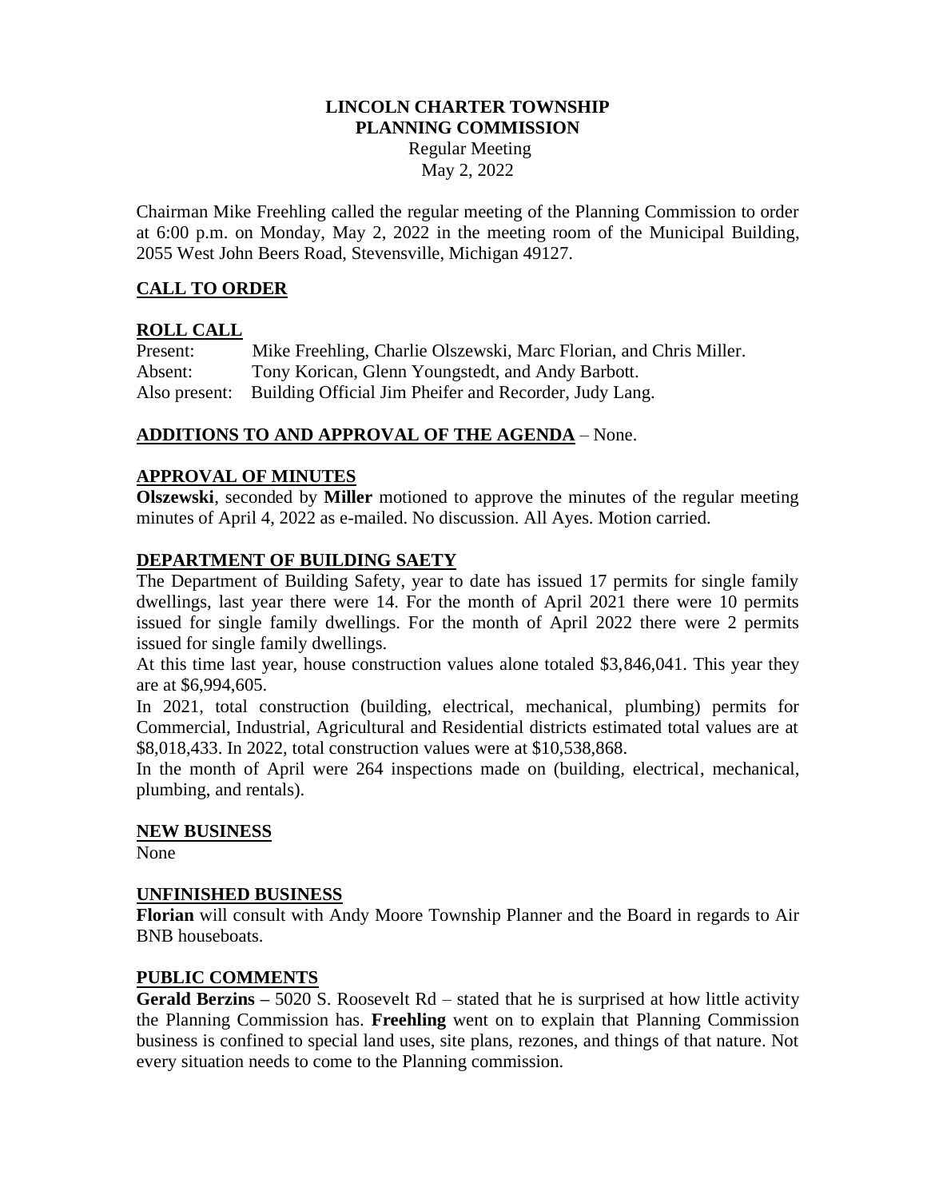# LINCOLN CHARTER TOWNSHIP
# PLANNING COMMISSION

Regular Meeting
May 2, 2022

Chairman Mike Freehling called the regular meeting of the Planning Commission to order at 6:00 p.m. on Monday, May 2, 2022 in the meeting room of the Municipal Building, 2055 West John Beers Road, Stevensville, Michigan 49127.

## CALL TO ORDER

## ROLL CALL

Present: Mike Freehling, Charlie Olszewski, Marc Florian, and Chris Miller.
Absent: Tony Korican, Glenn Youngstedt, and Andy Barbott.
Also present: Building Official Jim Pheifer and Recorder, Judy Lang.

## ADDITIONS TO AND APPROVAL OF THE AGENDA – None.

## APPROVAL OF MINUTES

**Olszewski**, seconded by **Miller** motioned to approve the minutes of the regular meeting minutes of April 4, 2022 as e-mailed. No discussion. All Ayes. Motion carried.

## DEPARTMENT OF BUILDING SAETY

The Department of Building Safety, year to date has issued 17 permits for single family dwellings, last year there were 14. For the month of April 2021 there were 10 permits issued for single family dwellings. For the month of April 2022 there were 2 permits issued for single family dwellings.

At this time last year, house construction values alone totaled $3,846,041. This year they are at $6,994,605.

In 2021, total construction (building, electrical, mechanical, plumbing) permits for Commercial, Industrial, Agricultural and Residential districts estimated total values are at $8,018,433. In 2022, total construction values were at $10,538,868.

In the month of April were 264 inspections made on (building, electrical, mechanical, plumbing, and rentals).

## NEW BUSINESS

None

## UNFINISHED BUSINESS

**Florian** will consult with Andy Moore Township Planner and the Board in regards to Air BNB houseboats.

## PUBLIC COMMENTS

**Gerald Berzins –** 5020 S. Roosevelt Rd – stated that he is surprised at how little activity the Planning Commission has. **Freehling** went on to explain that Planning Commission business is confined to special land uses, site plans, rezones, and things of that nature. Not every situation needs to come to the Planning commission.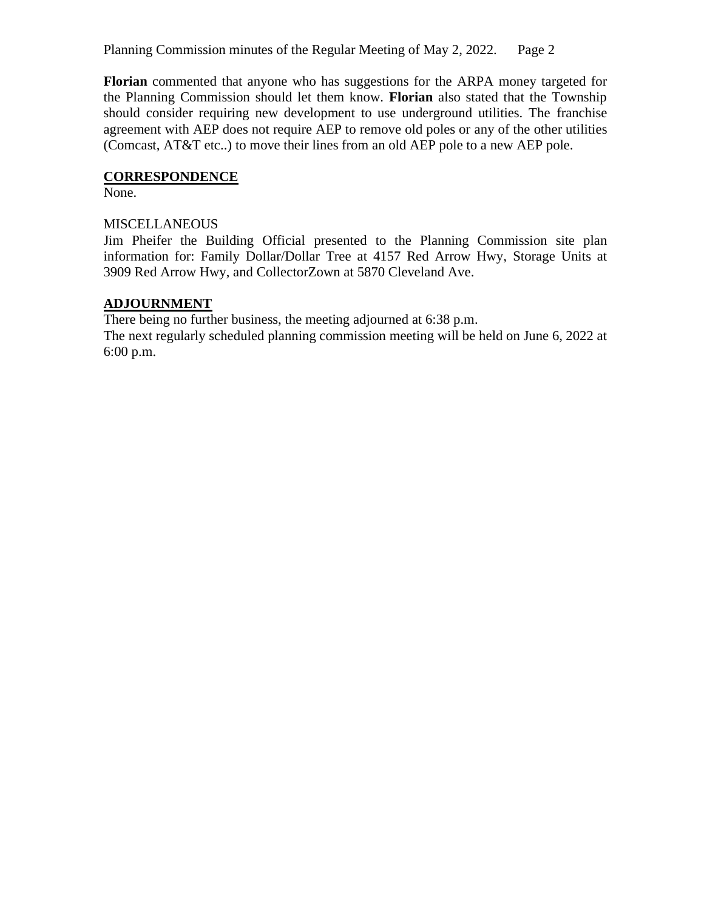**Florian** commented that anyone who has suggestions for the ARPA money targeted for the Planning Commission should let them know. **Florian** also stated that the Township should consider requiring new development to use underground utilities. The franchise agreement with AEP does not require AEP to remove old poles or any of the other utilities (Comcast, AT&T etc..) to move their lines from an old AEP pole to a new AEP pole.

**CORRESPONDENCE**

None.

MISCELLANEOUS

Jim Pheifer the Building Official presented to the Planning Commission site plan information for: Family Dollar/Dollar Tree at 4157 Red Arrow Hwy, Storage Units at 3909 Red Arrow Hwy, and CollectorZown at 5870 Cleveland Ave.

**ADJOURNMENT**

There being no further business, the meeting adjourned at 6:38 p.m.

The next regularly scheduled planning commission meeting will be held on June 6, 2022 at 6:00 p.m.